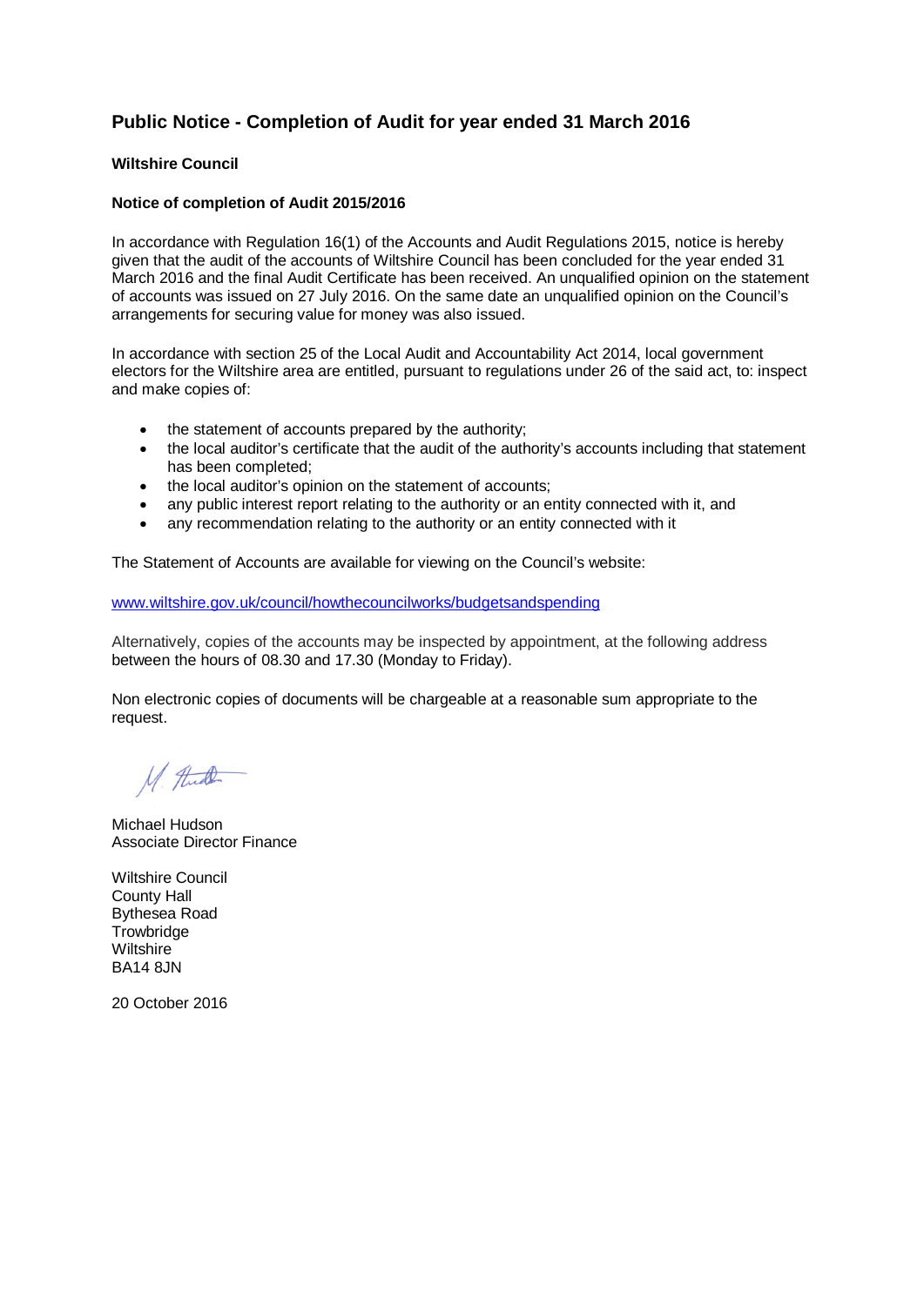# Public Notice - Completion of Audit for year ended 31 March 2016

**Wiltshire Council**

**Notice of completion of Audit 2015/2016**

In accordance with Regulation 16(1) of the Accounts and Audit Regulations 2015, notice is hereby given that the audit of the accounts of Wiltshire Council has been concluded for the year ended 31 March 2016 and the final Audit Certificate has been received. An unqualified opinion on the statement of accounts was issued on 27 July 2016. On the same date an unqualified opinion on the Council's arrangements for securing value for money was also issued.

In accordance with section 25 of the Local Audit and Accountability Act 2014, local government electors for the Wiltshire area are entitled, pursuant to regulations under 26 of the said act, to: inspect and make copies of:

- the statement of accounts prepared by the authority;
- the local auditor's certificate that the audit of the authority's accounts including that statement has been completed;
- the local auditor's opinion on the statement of accounts;
- any public interest report relating to the authority or an entity connected with it, and
- any recommendation relating to the authority or an entity connected with it

The Statement of Accounts are available for viewing on the Council's website:

[www.wiltshire.gov.uk/council/howthecouncilworks/budgetsandspending](www.wiltshire.gov.uk/council/howthecouncilworks/budgetsandspending)

Alternatively, copies of the accounts may be inspected by appointment, at the following address between the hours of 08.30 and 17.30 (Monday to Friday).

Non electronic copies of documents will be chargeable at a reasonable sum appropriate to the request.

M. Hudson

Michael Hudson
Associate Director Finance

Wiltshire Council
County Hall
Bythesea Road
Trowbridge
Wiltshire
BA14 8JN

20 October 2016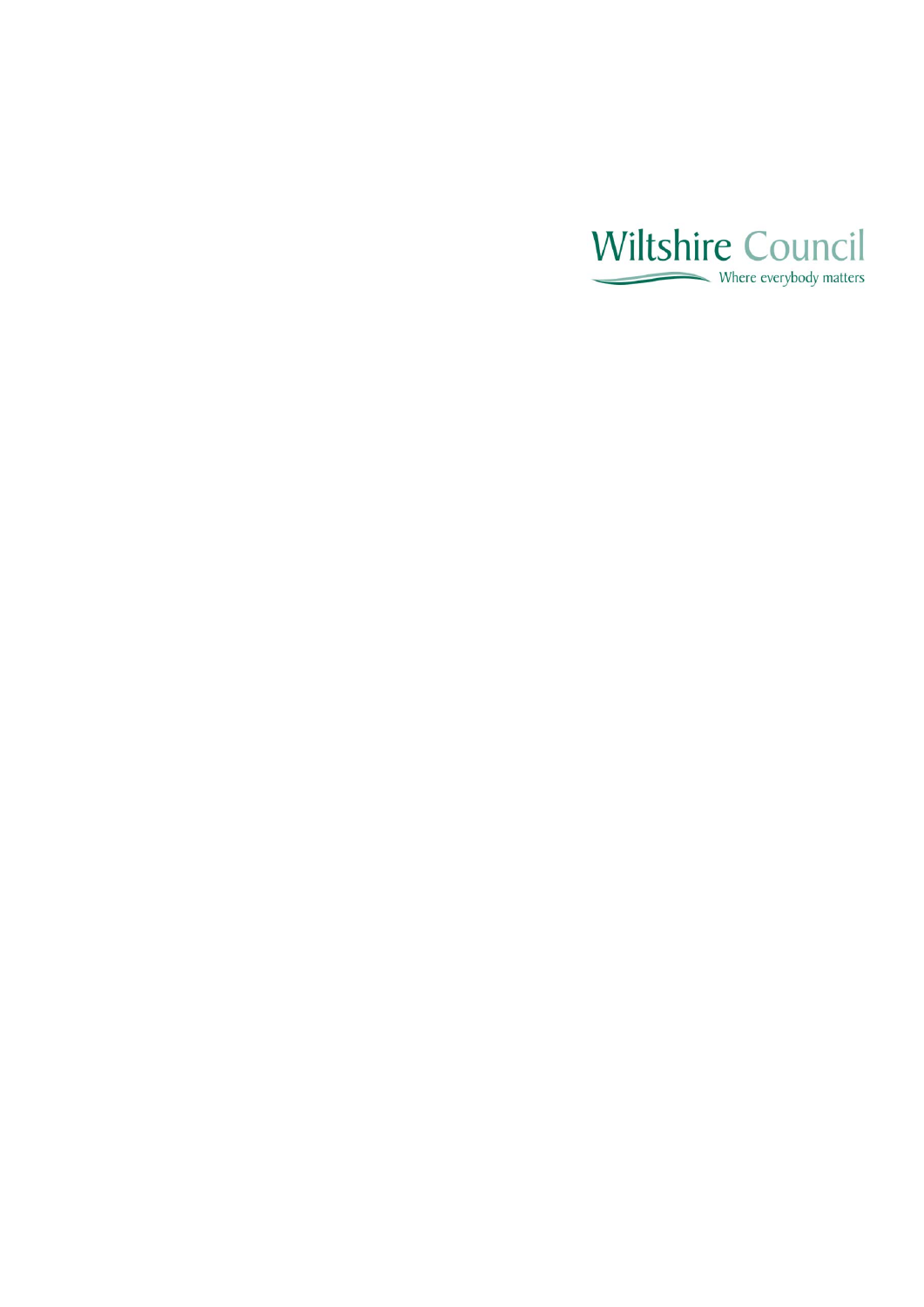Wiltshire Council

Where everybody matters